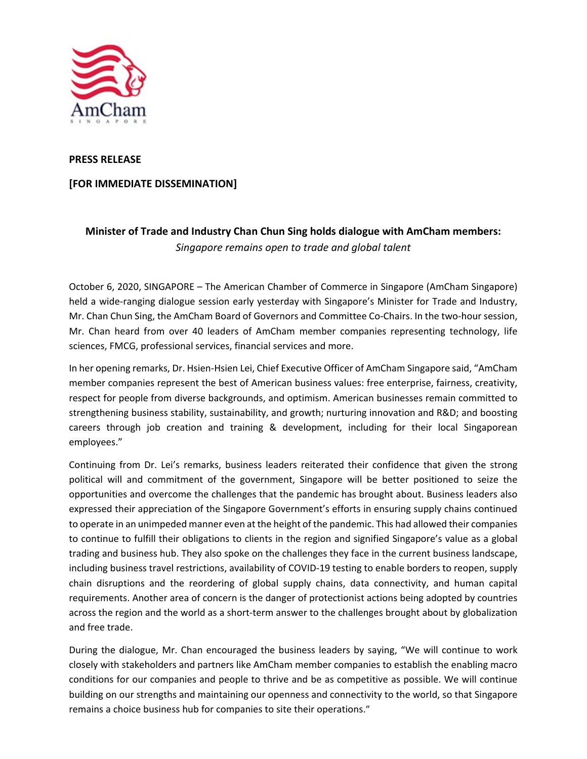**PRESS RELEASE**

**[FOR IMMEDIATE DISSEMINATION]**

## Minister of Trade and Industry Chan Chun Sing holds dialogue with AmCham members:

*Singapore remains open to trade and global talent*

October 6, 2020, SINGAPORE – The American Chamber of Commerce in Singapore (AmCham Singapore) held a wide-ranging dialogue session early yesterday with Singapore's Minister for Trade and Industry, Mr. Chan Chun Sing, the AmCham Board of Governors and Committee Co-Chairs. In the two-hour session, Mr. Chan heard from over 40 leaders of AmCham member companies representing technology, life sciences, FMCG, professional services, financial services and more.

In her opening remarks, Dr. Hsien-Hsien Lei, Chief Executive Officer of AmCham Singapore said, "AmCham member companies represent the best of American business values: free enterprise, fairness, creativity, respect for people from diverse backgrounds, and optimism. American businesses remain committed to strengthening business stability, sustainability, and growth; nurturing innovation and R&D; and boosting careers through job creation and training & development, including for their local Singaporean employees."

Continuing from Dr. Lei's remarks, business leaders reiterated their confidence that given the strong political will and commitment of the government, Singapore will be better positioned to seize the opportunities and overcome the challenges that the pandemic has brought about. Business leaders also expressed their appreciation of the Singapore Government's efforts in ensuring supply chains continued to operate in an unimpeded manner even at the height of the pandemic. This had allowed their companies to continue to fulfill their obligations to clients in the region and signified Singapore's value as a global trading and business hub. They also spoke on the challenges they face in the current business landscape, including business travel restrictions, availability of COVID-19 testing to enable borders to reopen, supply chain disruptions and the reordering of global supply chains, data connectivity, and human capital requirements. Another area of concern is the danger of protectionist actions being adopted by countries across the region and the world as a short-term answer to the challenges brought about by globalization and free trade.

During the dialogue, Mr. Chan encouraged the business leaders by saying, "We will continue to work closely with stakeholders and partners like AmCham member companies to establish the enabling macro conditions for our companies and people to thrive and be as competitive as possible. We will continue building on our strengths and maintaining our openness and connectivity to the world, so that Singapore remains a choice business hub for companies to site their operations."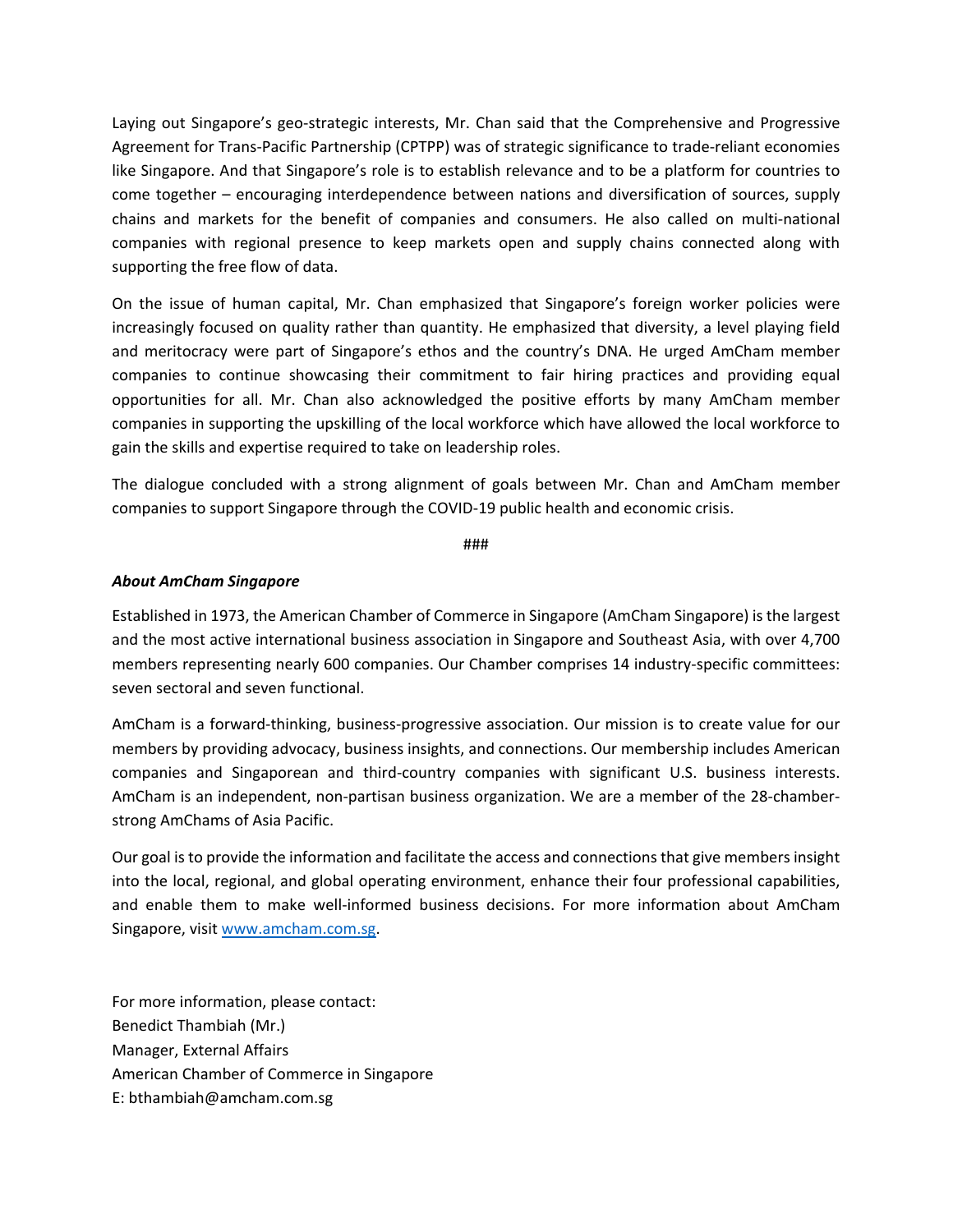Laying out Singapore's geo-strategic interests, Mr. Chan said that the Comprehensive and Progressive Agreement for Trans-Pacific Partnership (CPTPP) was of strategic significance to trade-reliant economies like Singapore. And that Singapore's role is to establish relevance and to be a platform for countries to come together – encouraging interdependence between nations and diversification of sources, supply chains and markets for the benefit of companies and consumers. He also called on multi-national companies with regional presence to keep markets open and supply chains connected along with supporting the free flow of data.

On the issue of human capital, Mr. Chan emphasized that Singapore's foreign worker policies were increasingly focused on quality rather than quantity. He emphasized that diversity, a level playing field and meritocracy were part of Singapore's ethos and the country's DNA. He urged AmCham member companies to continue showcasing their commitment to fair hiring practices and providing equal opportunities for all. Mr. Chan also acknowledged the positive efforts by many AmCham member companies in supporting the upskilling of the local workforce which have allowed the local workforce to gain the skills and expertise required to take on leadership roles.

The dialogue concluded with a strong alignment of goals between Mr. Chan and AmCham member companies to support Singapore through the COVID-19 public health and economic crisis.

###

***About AmCham Singapore***

Established in 1973, the American Chamber of Commerce in Singapore (AmCham Singapore) is the largest and the most active international business association in Singapore and Southeast Asia, with over 4,700 members representing nearly 600 companies. Our Chamber comprises 14 industry-specific committees: seven sectoral and seven functional.

AmCham is a forward-thinking, business-progressive association. Our mission is to create value for our members by providing advocacy, business insights, and connections. Our membership includes American companies and Singaporean and third-country companies with significant U.S. business interests. AmCham is an independent, non-partisan business organization. We are a member of the 28-chamber-strong AmChams of Asia Pacific.

Our goal is to provide the information and facilitate the access and connections that give members insight into the local, regional, and global operating environment, enhance their four professional capabilities, and enable them to make well-informed business decisions. For more information about AmCham Singapore, visit [www.amcham.com.sg](http://www.amcham.com.sg).

For more information, please contact:
Benedict Thambiah (Mr.)
Manager, External Affairs
American Chamber of Commerce in Singapore
E: bthambiah@amcham.com.sg